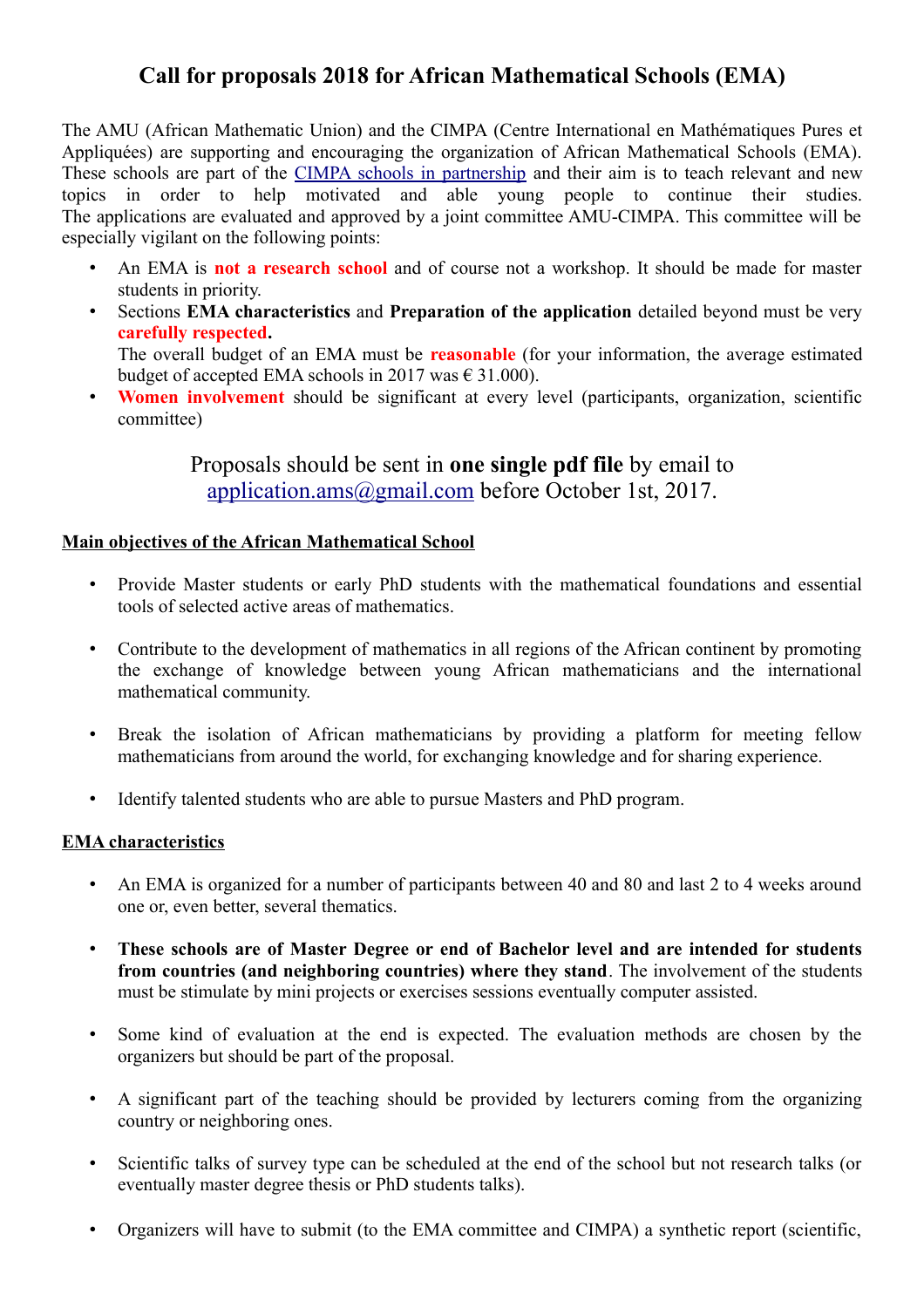# Call for proposals 2018 for African Mathematical Schools (EMA)

The AMU (African Mathematic Union) and the CIMPA (Centre International en Mathématiques Pures et Appliquées) are supporting and encouraging the organization of African Mathematical Schools (EMA). These schools are part of the [CIMPA schools in partnership](CIMPA schools in partnership) and their aim is to teach relevant and new topics in order to help motivated and able young people to continue their studies. The applications are evaluated and approved by a joint committee AMU-CIMPA. This committee will be especially vigilant on the following points:

- An EMA is **not a research school** and of course not a workshop. It should be made for master students in priority.
- Sections **EMA characteristics** and **Preparation of the application** detailed beyond must be very **carefully respected.**
  The overall budget of an EMA must be **reasonable** (for your information, the average estimated budget of accepted EMA schools in 2017 was € 31.000).
- **Women involvement** should be significant at every level (participants, organization, scientific committee)

Proposals should be sent in **one single pdf file** by email to application.ams@gmail.com before October 1st, 2017.

## Main objectives of the African Mathematical School

- Provide Master students or early PhD students with the mathematical foundations and essential tools of selected active areas of mathematics.
- Contribute to the development of mathematics in all regions of the African continent by promoting the exchange of knowledge between young African mathematicians and the international mathematical community.
- Break the isolation of African mathematicians by providing a platform for meeting fellow mathematicians from around the world, for exchanging knowledge and for sharing experience.
- Identify talented students who are able to pursue Masters and PhD program.

## EMA characteristics

- An EMA is organized for a number of participants between 40 and 80 and last 2 to 4 weeks around one or, even better, several thematics.
- **These schools are of Master Degree or end of Bachelor level and are intended for students from countries (and neighboring countries) where they stand**. The involvement of the students must be stimulate by mini projects or exercises sessions eventually computer assisted.
- Some kind of evaluation at the end is expected. The evaluation methods are chosen by the organizers but should be part of the proposal.
- A significant part of the teaching should be provided by lecturers coming from the organizing country or neighboring ones.
- Scientific talks of survey type can be scheduled at the end of the school but not research talks (or eventually master degree thesis or PhD students talks).
- Organizers will have to submit (to the EMA committee and CIMPA) a synthetic report (scientific,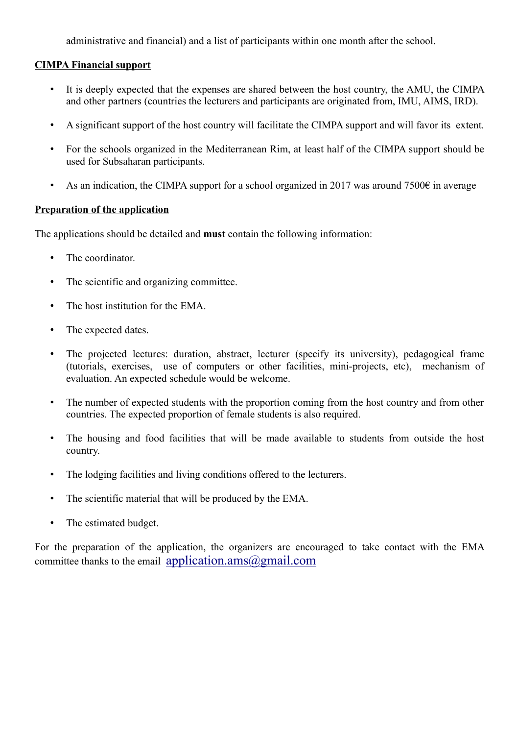administrative and financial) and a list of participants within one month after the school.

**CIMPA Financial support**

- It is deeply expected that the expenses are shared between the host country, the AMU, the CIMPA and other partners (countries the lecturers and participants are originated from, IMU, AIMS, IRD).
- A significant support of the host country will facilitate the CIMPA support and will favor its extent.
- For the schools organized in the Mediterranean Rim, at least half of the CIMPA support should be used for Subsaharan participants.
- As an indication, the CIMPA support for a school organized in 2017 was around 7500€ in average

**Preparation of the application**

The applications should be detailed and **must** contain the following information:

- The coordinator.
- The scientific and organizing committee.
- The host institution for the EMA.
- The expected dates.
- The projected lectures: duration, abstract, lecturer (specify its university), pedagogical frame (tutorials, exercises, use of computers or other facilities, mini-projects, etc), mechanism of evaluation. An expected schedule would be welcome.
- The number of expected students with the proportion coming from the host country and from other countries. The expected proportion of female students is also required.
- The housing and food facilities that will be made available to students from outside the host country.
- The lodging facilities and living conditions offered to the lecturers.
- The scientific material that will be produced by the EMA.
- The estimated budget.

For the preparation of the application, the organizers are encouraged to take contact with the EMA committee thanks to the email application.ams@gmail.com